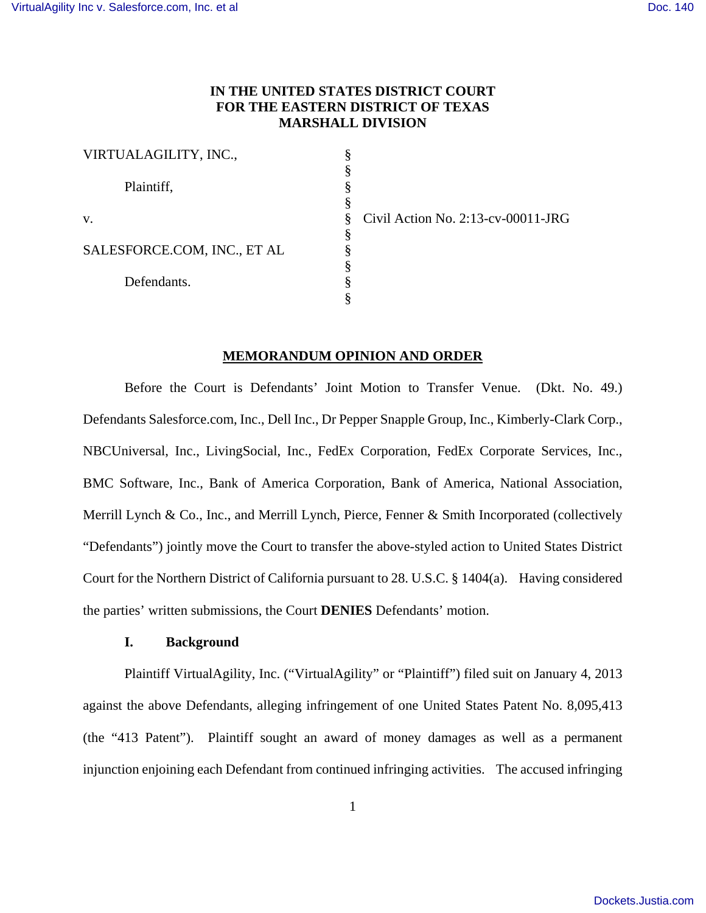**IN THE UNITED STATES DISTRICT COURT**
**FOR THE EASTERN DISTRICT OF TEXAS**
**MARSHALL DIVISION**

| | | |
|---|---|---|
| VIRTUALAGILITY, INC., | § | |
| | § | |
| Plaintiff, | § | |
| | § | |
| v. | § | Civil Action No. 2:13-cv-00011-JRG |
| | § | |
| SALESFORCE.COM, INC., ET AL | § | |
| | § | |
| Defendants. | § | |
| | § | |

**MEMORANDUM OPINION AND ORDER**

Before the Court is Defendants' Joint Motion to Transfer Venue. (Dkt. No. 49.) Defendants Salesforce.com, Inc., Dell Inc., Dr Pepper Snapple Group, Inc., Kimberly-Clark Corp., NBCUniversal, Inc., LivingSocial, Inc., FedEx Corporation, FedEx Corporate Services, Inc., BMC Software, Inc., Bank of America Corporation, Bank of America, National Association, Merrill Lynch & Co., Inc., and Merrill Lynch, Pierce, Fenner & Smith Incorporated (collectively "Defendants") jointly move the Court to transfer the above-styled action to United States District Court for the Northern District of California pursuant to 28. U.S.C. § 1404(a). Having considered the parties' written submissions, the Court **DENIES** Defendants' motion.

**I. Background**

Plaintiff VirtualAgility, Inc. ("VirtualAgility" or "Plaintiff") filed suit on January 4, 2013 against the above Defendants, alleging infringement of one United States Patent No. 8,095,413 (the "413 Patent"). Plaintiff sought an award of money damages as well as a permanent injunction enjoining each Defendant from continued infringing activities. The accused infringing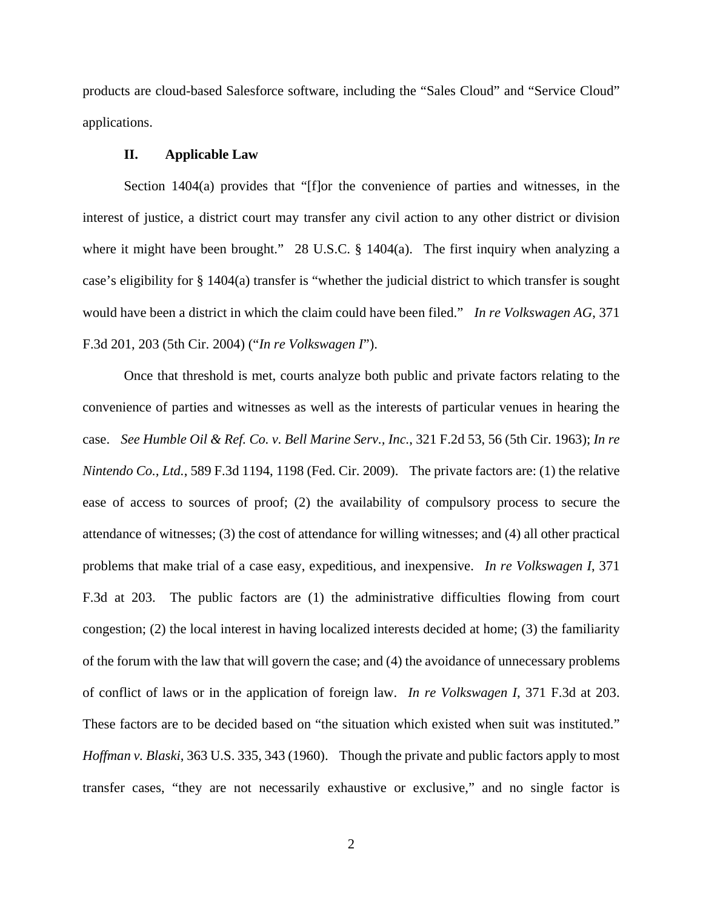products are cloud-based Salesforce software, including the "Sales Cloud" and "Service Cloud" applications.

## II. Applicable Law

Section 1404(a) provides that "[f]or the convenience of parties and witnesses, in the interest of justice, a district court may transfer any civil action to any other district or division where it might have been brought." 28 U.S.C. § 1404(a). The first inquiry when analyzing a case's eligibility for § 1404(a) transfer is "whether the judicial district to which transfer is sought would have been a district in which the claim could have been filed." *In re Volkswagen AG*, 371 F.3d 201, 203 (5th Cir. 2004) ("*In re Volkswagen I*").

Once that threshold is met, courts analyze both public and private factors relating to the convenience of parties and witnesses as well as the interests of particular venues in hearing the case. *See Humble Oil & Ref. Co. v. Bell Marine Serv., Inc.*, 321 F.2d 53, 56 (5th Cir. 1963); *In re Nintendo Co., Ltd.*, 589 F.3d 1194, 1198 (Fed. Cir. 2009). The private factors are: (1) the relative ease of access to sources of proof; (2) the availability of compulsory process to secure the attendance of witnesses; (3) the cost of attendance for willing witnesses; and (4) all other practical problems that make trial of a case easy, expeditious, and inexpensive. *In re Volkswagen I*, 371 F.3d at 203. The public factors are (1) the administrative difficulties flowing from court congestion; (2) the local interest in having localized interests decided at home; (3) the familiarity of the forum with the law that will govern the case; and (4) the avoidance of unnecessary problems of conflict of laws or in the application of foreign law. *In re Volkswagen I*, 371 F.3d at 203. These factors are to be decided based on "the situation which existed when suit was instituted." *Hoffman v. Blaski*, 363 U.S. 335, 343 (1960). Though the private and public factors apply to most transfer cases, "they are not necessarily exhaustive or exclusive," and no single factor is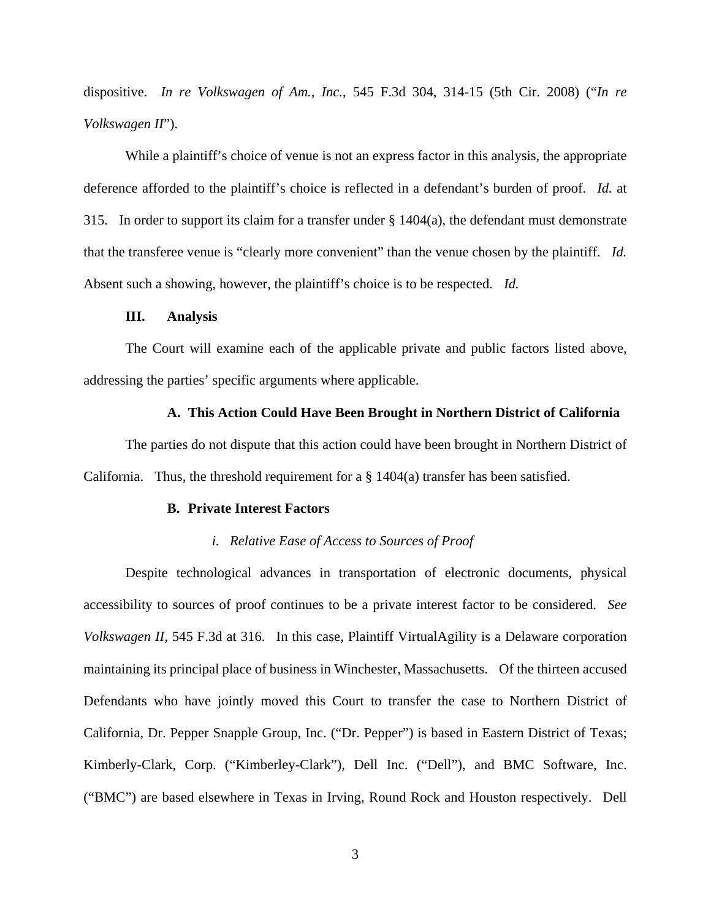dispositive. *In re Volkswagen of Am., Inc.*, 545 F.3d 304, 314-15 (5th Cir. 2008) ("*In re Volkswagen II*").

While a plaintiff's choice of venue is not an express factor in this analysis, the appropriate deference afforded to the plaintiff's choice is reflected in a defendant's burden of proof. *Id.* at 315. In order to support its claim for a transfer under § 1404(a), the defendant must demonstrate that the transferee venue is "clearly more convenient" than the venue chosen by the plaintiff. *Id.* Absent such a showing, however, the plaintiff's choice is to be respected. *Id.*

## III. Analysis

The Court will examine each of the applicable private and public factors listed above, addressing the parties' specific arguments where applicable.

### A. This Action Could Have Been Brought in Northern District of California

The parties do not dispute that this action could have been brought in Northern District of California. Thus, the threshold requirement for a § 1404(a) transfer has been satisfied.

### B. Private Interest Factors

#### *i. Relative Ease of Access to Sources of Proof*

Despite technological advances in transportation of electronic documents, physical accessibility to sources of proof continues to be a private interest factor to be considered. *See Volkswagen II*, 545 F.3d at 316. In this case, Plaintiff VirtualAgility is a Delaware corporation maintaining its principal place of business in Winchester, Massachusetts. Of the thirteen accused Defendants who have jointly moved this Court to transfer the case to Northern District of California, Dr. Pepper Snapple Group, Inc. ("Dr. Pepper") is based in Eastern District of Texas; Kimberly-Clark, Corp. ("Kimberley-Clark"), Dell Inc. ("Dell"), and BMC Software, Inc. ("BMC") are based elsewhere in Texas in Irving, Round Rock and Houston respectively. Dell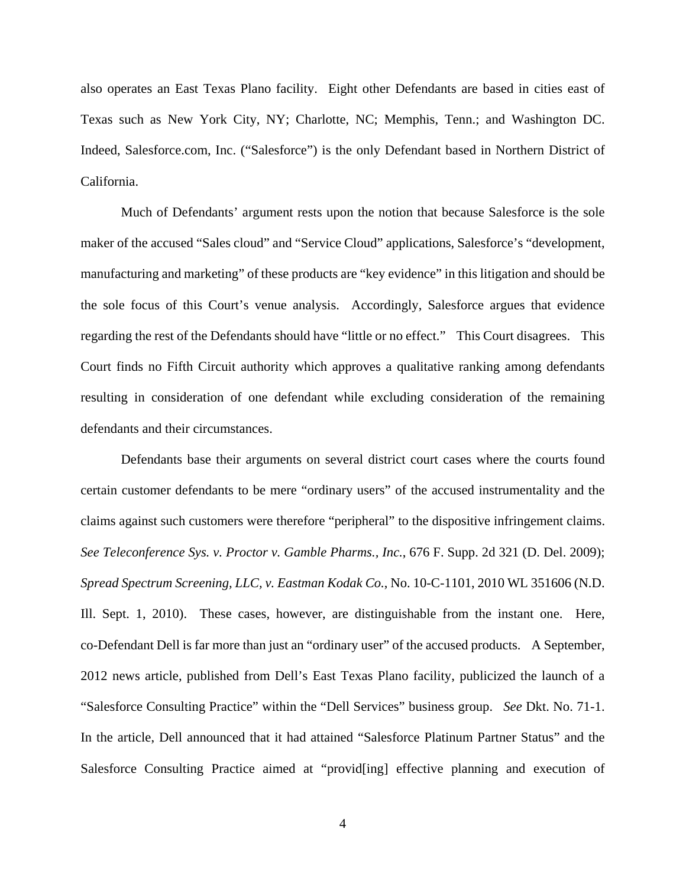also operates an East Texas Plano facility. Eight other Defendants are based in cities east of Texas such as New York City, NY; Charlotte, NC; Memphis, Tenn.; and Washington DC. Indeed, Salesforce.com, Inc. ("Salesforce") is the only Defendant based in Northern District of California.

Much of Defendants' argument rests upon the notion that because Salesforce is the sole maker of the accused "Sales cloud" and "Service Cloud" applications, Salesforce's "development, manufacturing and marketing" of these products are "key evidence" in this litigation and should be the sole focus of this Court's venue analysis. Accordingly, Salesforce argues that evidence regarding the rest of the Defendants should have "little or no effect." This Court disagrees. This Court finds no Fifth Circuit authority which approves a qualitative ranking among defendants resulting in consideration of one defendant while excluding consideration of the remaining defendants and their circumstances.

Defendants base their arguments on several district court cases where the courts found certain customer defendants to be mere "ordinary users" of the accused instrumentality and the claims against such customers were therefore "peripheral" to the dispositive infringement claims. *See Teleconference Sys. v. Proctor v. Gamble Pharms., Inc.*, 676 F. Supp. 2d 321 (D. Del. 2009); *Spread Spectrum Screening, LLC, v. Eastman Kodak Co.*, No. 10-C-1101, 2010 WL 351606 (N.D. Ill. Sept. 1, 2010). These cases, however, are distinguishable from the instant one. Here, co-Defendant Dell is far more than just an "ordinary user" of the accused products. A September, 2012 news article, published from Dell's East Texas Plano facility, publicized the launch of a "Salesforce Consulting Practice" within the "Dell Services" business group. *See* Dkt. No. 71-1. In the article, Dell announced that it had attained "Salesforce Platinum Partner Status" and the Salesforce Consulting Practice aimed at "provid[ing] effective planning and execution of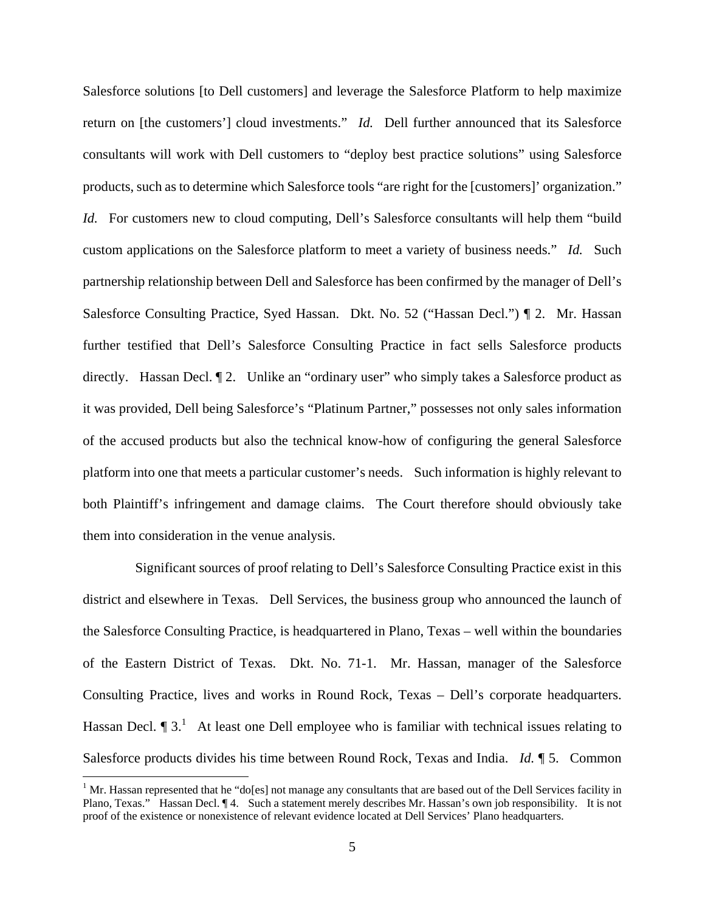Salesforce solutions [to Dell customers] and leverage the Salesforce Platform to help maximize return on [the customers'] cloud investments." *Id.* Dell further announced that its Salesforce consultants will work with Dell customers to "deploy best practice solutions" using Salesforce products, such as to determine which Salesforce tools "are right for the [customers]' organization." *Id.* For customers new to cloud computing, Dell's Salesforce consultants will help them "build custom applications on the Salesforce platform to meet a variety of business needs." *Id.* Such partnership relationship between Dell and Salesforce has been confirmed by the manager of Dell's Salesforce Consulting Practice, Syed Hassan. Dkt. No. 52 ("Hassan Decl.") ¶ 2. Mr. Hassan further testified that Dell's Salesforce Consulting Practice in fact sells Salesforce products directly. Hassan Decl. ¶ 2. Unlike an "ordinary user" who simply takes a Salesforce product as it was provided, Dell being Salesforce's "Platinum Partner," possesses not only sales information of the accused products but also the technical know-how of configuring the general Salesforce platform into one that meets a particular customer's needs. Such information is highly relevant to both Plaintiff's infringement and damage claims. The Court therefore should obviously take them into consideration in the venue analysis.

Significant sources of proof relating to Dell's Salesforce Consulting Practice exist in this district and elsewhere in Texas. Dell Services, the business group who announced the launch of the Salesforce Consulting Practice, is headquartered in Plano, Texas – well within the boundaries of the Eastern District of Texas. Dkt. No. 71-1. Mr. Hassan, manager of the Salesforce Consulting Practice, lives and works in Round Rock, Texas – Dell's corporate headquarters. Hassan Decl. ¶ 3.[1] At least one Dell employee who is familiar with technical issues relating to Salesforce products divides his time between Round Rock, Texas and India. *Id.* ¶ 5. Common

[1] Mr. Hassan represented that he "do[es] not manage any consultants that are based out of the Dell Services facility in Plano, Texas." Hassan Decl. ¶ 4. Such a statement merely describes Mr. Hassan's own job responsibility. It is not proof of the existence or nonexistence of relevant evidence located at Dell Services' Plano headquarters.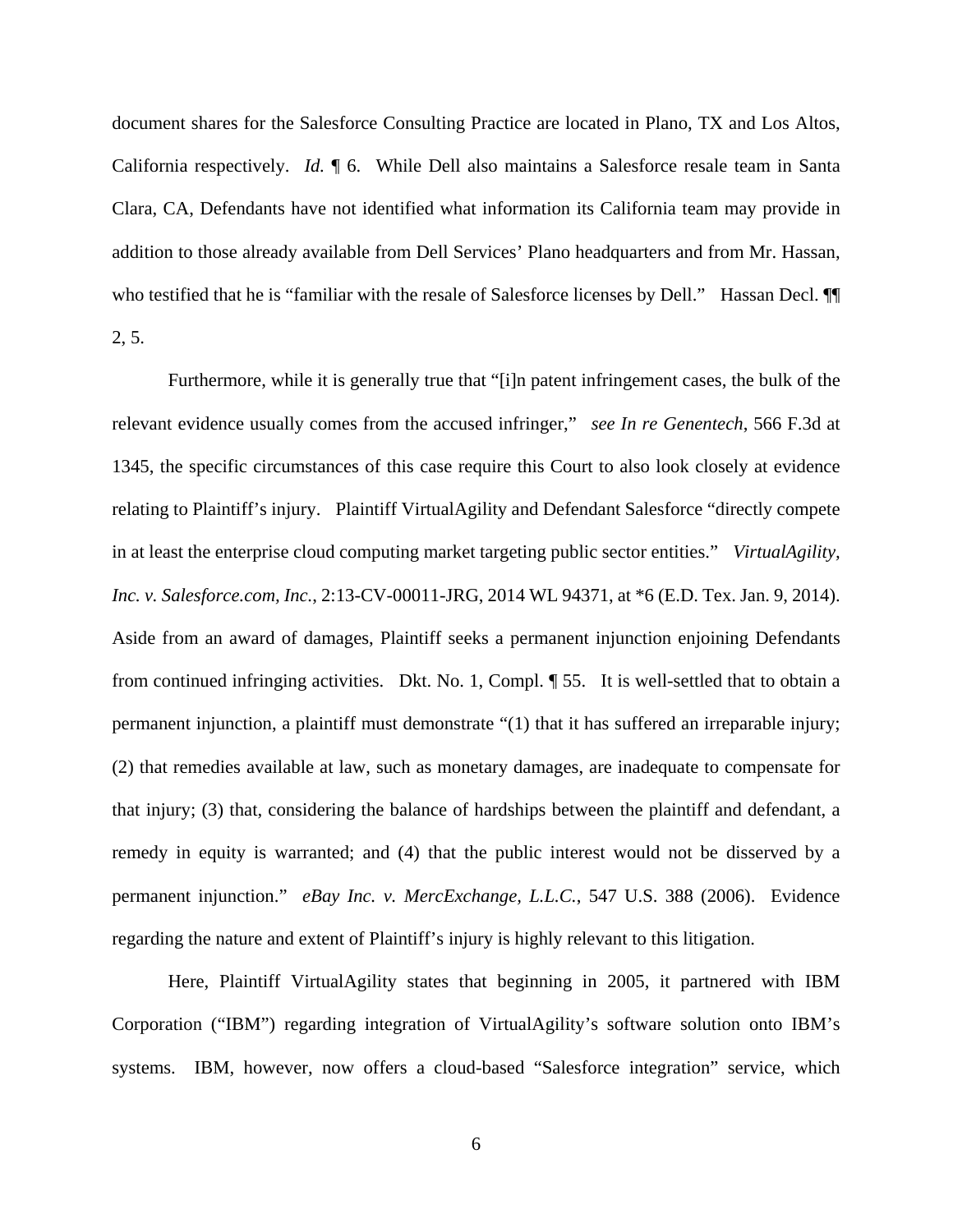document shares for the Salesforce Consulting Practice are located in Plano, TX and Los Altos, California respectively. *Id.* ¶ 6. While Dell also maintains a Salesforce resale team in Santa Clara, CA, Defendants have not identified what information its California team may provide in addition to those already available from Dell Services' Plano headquarters and from Mr. Hassan, who testified that he is "familiar with the resale of Salesforce licenses by Dell." Hassan Decl. ¶¶ 2, 5.

Furthermore, while it is generally true that "[i]n patent infringement cases, the bulk of the relevant evidence usually comes from the accused infringer," *see In re Genentech*, 566 F.3d at 1345, the specific circumstances of this case require this Court to also look closely at evidence relating to Plaintiff's injury. Plaintiff VirtualAgility and Defendant Salesforce "directly compete in at least the enterprise cloud computing market targeting public sector entities." *VirtualAgility, Inc. v. Salesforce.com, Inc.*, 2:13-CV-00011-JRG, 2014 WL 94371, at *6 (E.D. Tex. Jan. 9, 2014). Aside from an award of damages, Plaintiff seeks a permanent injunction enjoining Defendants from continued infringing activities. Dkt. No. 1, Compl. ¶ 55. It is well-settled that to obtain a permanent injunction, a plaintiff must demonstrate "(1) that it has suffered an irreparable injury; (2) that remedies available at law, such as monetary damages, are inadequate to compensate for that injury; (3) that, considering the balance of hardships between the plaintiff and defendant, a remedy in equity is warranted; and (4) that the public interest would not be disserved by a permanent injunction." *eBay Inc. v. MercExchange, L.L.C.*, 547 U.S. 388 (2006). Evidence regarding the nature and extent of Plaintiff's injury is highly relevant to this litigation.

Here, Plaintiff VirtualAgility states that beginning in 2005, it partnered with IBM Corporation ("IBM") regarding integration of VirtualAgility's software solution onto IBM's systems. IBM, however, now offers a cloud-based "Salesforce integration" service, which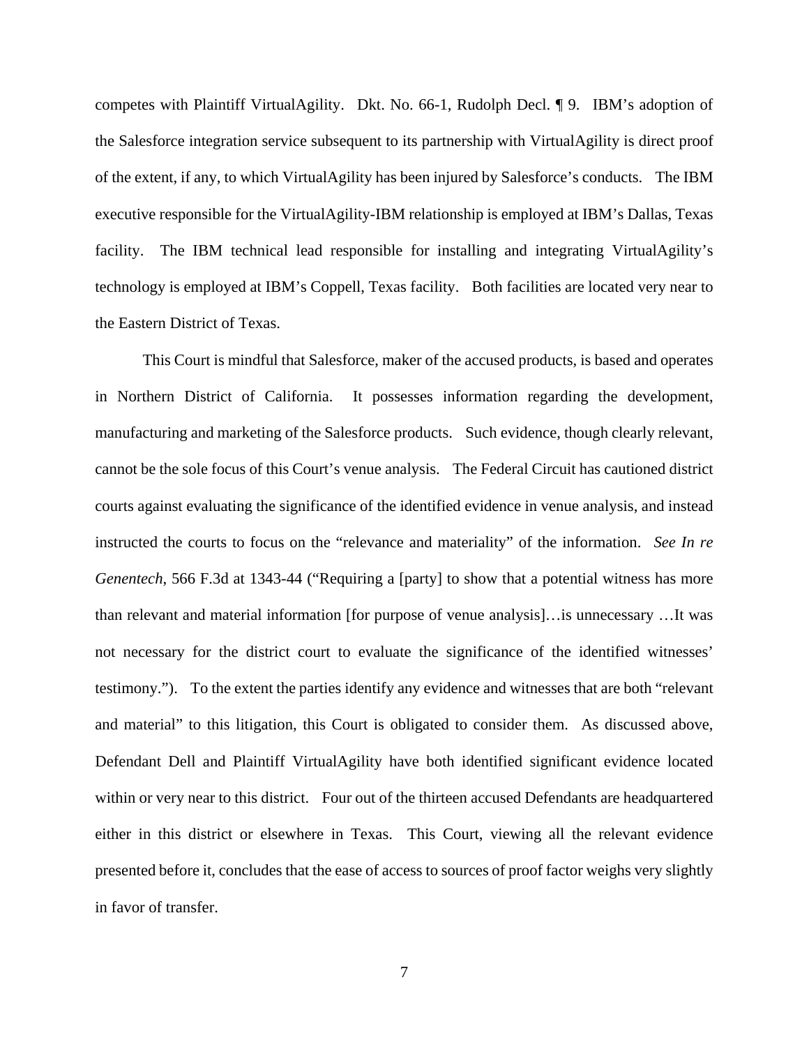competes with Plaintiff VirtualAgility. Dkt. No. 66-1, Rudolph Decl. ¶ 9. IBM's adoption of the Salesforce integration service subsequent to its partnership with VirtualAgility is direct proof of the extent, if any, to which VirtualAgility has been injured by Salesforce's conducts. The IBM executive responsible for the VirtualAgility-IBM relationship is employed at IBM's Dallas, Texas facility. The IBM technical lead responsible for installing and integrating VirtualAgility's technology is employed at IBM's Coppell, Texas facility. Both facilities are located very near to the Eastern District of Texas.

This Court is mindful that Salesforce, maker of the accused products, is based and operates in Northern District of California. It possesses information regarding the development, manufacturing and marketing of the Salesforce products. Such evidence, though clearly relevant, cannot be the sole focus of this Court's venue analysis. The Federal Circuit has cautioned district courts against evaluating the significance of the identified evidence in venue analysis, and instead instructed the courts to focus on the "relevance and materiality" of the information. *See In re Genentech*, 566 F.3d at 1343-44 ("Requiring a [party] to show that a potential witness has more than relevant and material information [for purpose of venue analysis]…is unnecessary …It was not necessary for the district court to evaluate the significance of the identified witnesses' testimony."). To the extent the parties identify any evidence and witnesses that are both "relevant and material" to this litigation, this Court is obligated to consider them. As discussed above, Defendant Dell and Plaintiff VirtualAgility have both identified significant evidence located within or very near to this district. Four out of the thirteen accused Defendants are headquartered either in this district or elsewhere in Texas. This Court, viewing all the relevant evidence presented before it, concludes that the ease of access to sources of proof factor weighs very slightly in favor of transfer.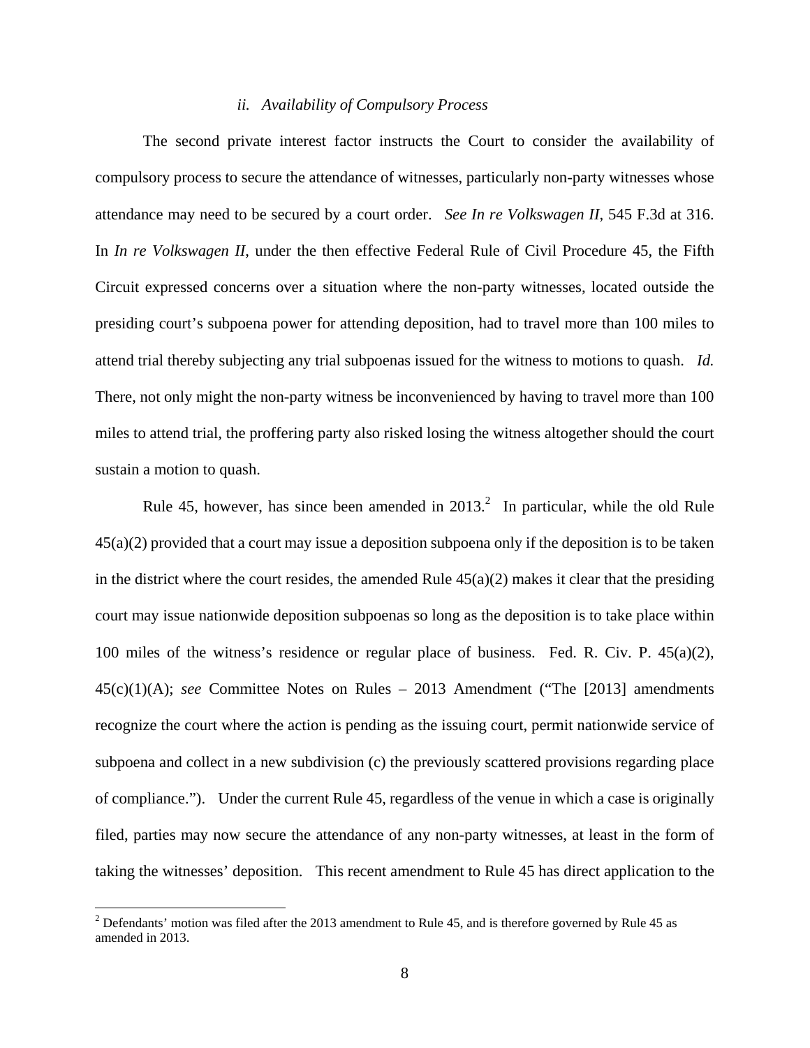### *ii. Availability of Compulsory Process*

The second private interest factor instructs the Court to consider the availability of compulsory process to secure the attendance of witnesses, particularly non-party witnesses whose attendance may need to be secured by a court order. *See In re Volkswagen II*, 545 F.3d at 316. In *In re Volkswagen II*, under the then effective Federal Rule of Civil Procedure 45, the Fifth Circuit expressed concerns over a situation where the non-party witnesses, located outside the presiding court's subpoena power for attending deposition, had to travel more than 100 miles to attend trial thereby subjecting any trial subpoenas issued for the witness to motions to quash. *Id.* There, not only might the non-party witness be inconvenienced by having to travel more than 100 miles to attend trial, the proffering party also risked losing the witness altogether should the court sustain a motion to quash.

Rule 45, however, has since been amended in 2013.[2] In particular, while the old Rule 45(a)(2) provided that a court may issue a deposition subpoena only if the deposition is to be taken in the district where the court resides, the amended Rule 45(a)(2) makes it clear that the presiding court may issue nationwide deposition subpoenas so long as the deposition is to take place within 100 miles of the witness's residence or regular place of business. Fed. R. Civ. P. 45(a)(2), 45(c)(1)(A); *see* Committee Notes on Rules – 2013 Amendment ("The [2013] amendments recognize the court where the action is pending as the issuing court, permit nationwide service of subpoena and collect in a new subdivision (c) the previously scattered provisions regarding place of compliance."). Under the current Rule 45, regardless of the venue in which a case is originally filed, parties may now secure the attendance of any non-party witnesses, at least in the form of taking the witnesses' deposition. This recent amendment to Rule 45 has direct application to the

---

[2] Defendants' motion was filed after the 2013 amendment to Rule 45, and is therefore governed by Rule 45 as amended in 2013.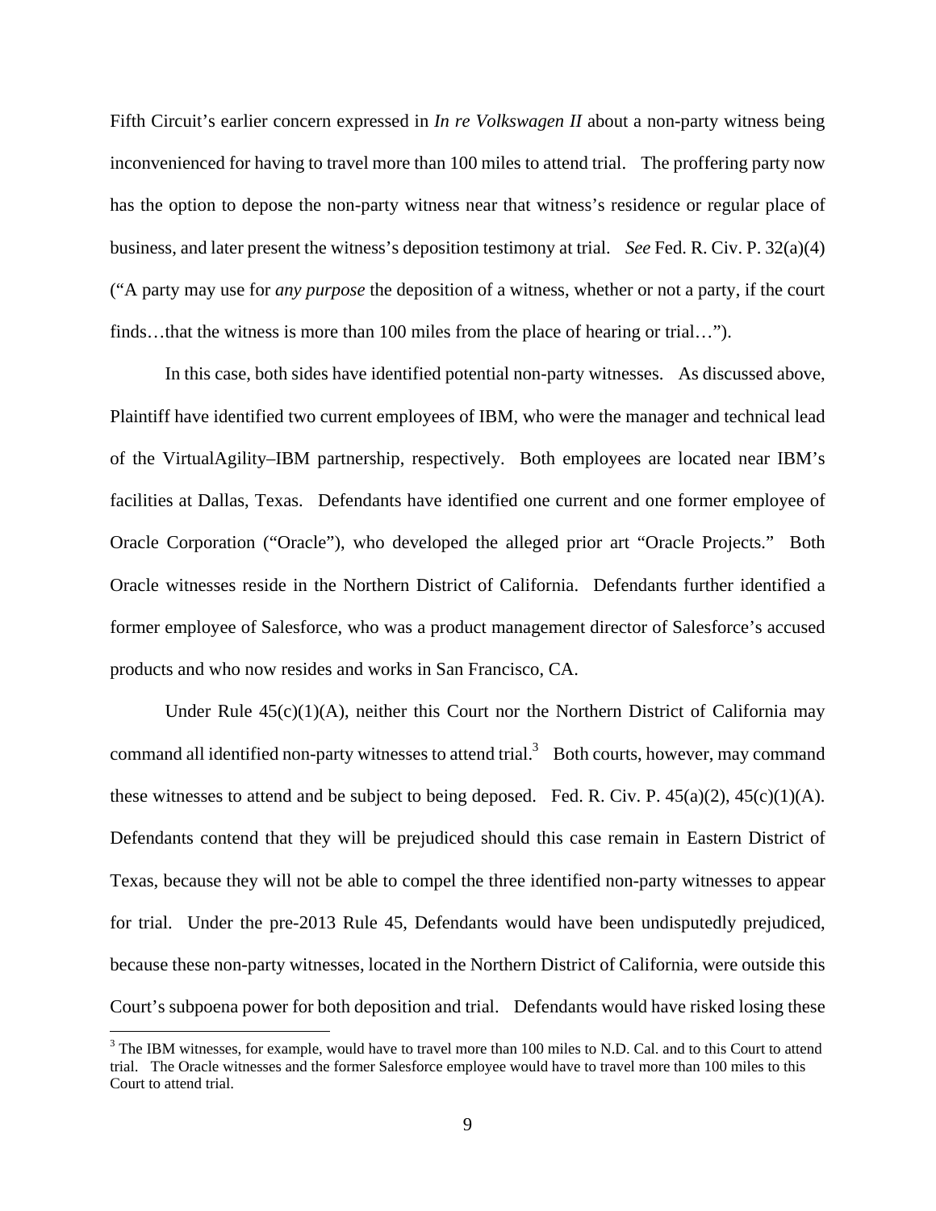Fifth Circuit's earlier concern expressed in *In re Volkswagen II* about a non-party witness being inconvenienced for having to travel more than 100 miles to attend trial. The proffering party now has the option to depose the non-party witness near that witness's residence or regular place of business, and later present the witness's deposition testimony at trial. *See* Fed. R. Civ. P. 32(a)(4) ("A party may use for *any purpose* the deposition of a witness, whether or not a party, if the court finds…that the witness is more than 100 miles from the place of hearing or trial…").

In this case, both sides have identified potential non-party witnesses. As discussed above, Plaintiff have identified two current employees of IBM, who were the manager and technical lead of the VirtualAgility–IBM partnership, respectively. Both employees are located near IBM's facilities at Dallas, Texas. Defendants have identified one current and one former employee of Oracle Corporation ("Oracle"), who developed the alleged prior art "Oracle Projects." Both Oracle witnesses reside in the Northern District of California. Defendants further identified a former employee of Salesforce, who was a product management director of Salesforce's accused products and who now resides and works in San Francisco, CA.

Under Rule 45(c)(1)(A), neither this Court nor the Northern District of California may command all identified non-party witnesses to attend trial.[3] Both courts, however, may command these witnesses to attend and be subject to being deposed. Fed. R. Civ. P. 45(a)(2), 45(c)(1)(A). Defendants contend that they will be prejudiced should this case remain in Eastern District of Texas, because they will not be able to compel the three identified non-party witnesses to appear for trial. Under the pre-2013 Rule 45, Defendants would have been undisputedly prejudiced, because these non-party witnesses, located in the Northern District of California, were outside this Court's subpoena power for both deposition and trial. Defendants would have risked losing these

[3] The IBM witnesses, for example, would have to travel more than 100 miles to N.D. Cal. and to this Court to attend trial. The Oracle witnesses and the former Salesforce employee would have to travel more than 100 miles to this Court to attend trial.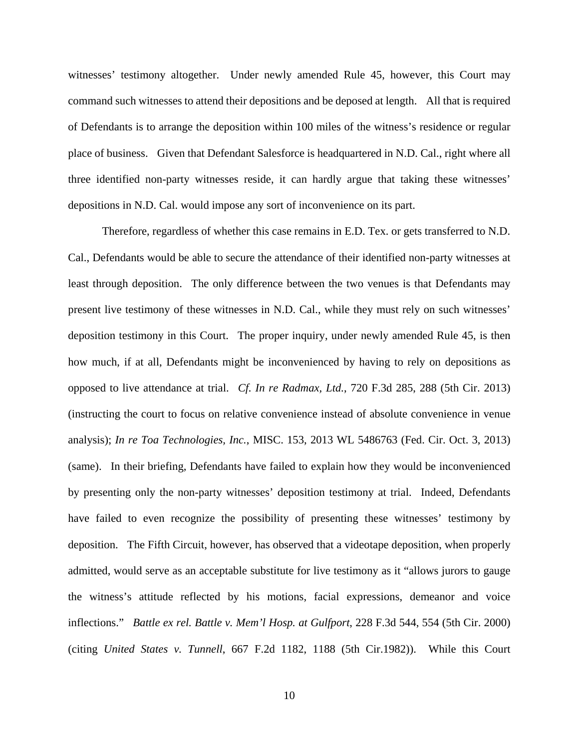witnesses' testimony altogether. Under newly amended Rule 45, however, this Court may command such witnesses to attend their depositions and be deposed at length. All that is required of Defendants is to arrange the deposition within 100 miles of the witness's residence or regular place of business. Given that Defendant Salesforce is headquartered in N.D. Cal., right where all three identified non-party witnesses reside, it can hardly argue that taking these witnesses' depositions in N.D. Cal. would impose any sort of inconvenience on its part.

Therefore, regardless of whether this case remains in E.D. Tex. or gets transferred to N.D. Cal., Defendants would be able to secure the attendance of their identified non-party witnesses at least through deposition. The only difference between the two venues is that Defendants may present live testimony of these witnesses in N.D. Cal., while they must rely on such witnesses' deposition testimony in this Court. The proper inquiry, under newly amended Rule 45, is then how much, if at all, Defendants might be inconvenienced by having to rely on depositions as opposed to live attendance at trial. *Cf. In re Radmax, Ltd.*, 720 F.3d 285, 288 (5th Cir. 2013) (instructing the court to focus on relative convenience instead of absolute convenience in venue analysis); *In re Toa Technologies, Inc.*, MISC. 153, 2013 WL 5486763 (Fed. Cir. Oct. 3, 2013) (same). In their briefing, Defendants have failed to explain how they would be inconvenienced by presenting only the non-party witnesses' deposition testimony at trial. Indeed, Defendants have failed to even recognize the possibility of presenting these witnesses' testimony by deposition. The Fifth Circuit, however, has observed that a videotape deposition, when properly admitted, would serve as an acceptable substitute for live testimony as it "allows jurors to gauge the witness's attitude reflected by his motions, facial expressions, demeanor and voice inflections." *Battle ex rel. Battle v. Mem'l Hosp. at Gulfport*, 228 F.3d 544, 554 (5th Cir. 2000) (citing *United States v. Tunnell*, 667 F.2d 1182, 1188 (5th Cir.1982)). While this Court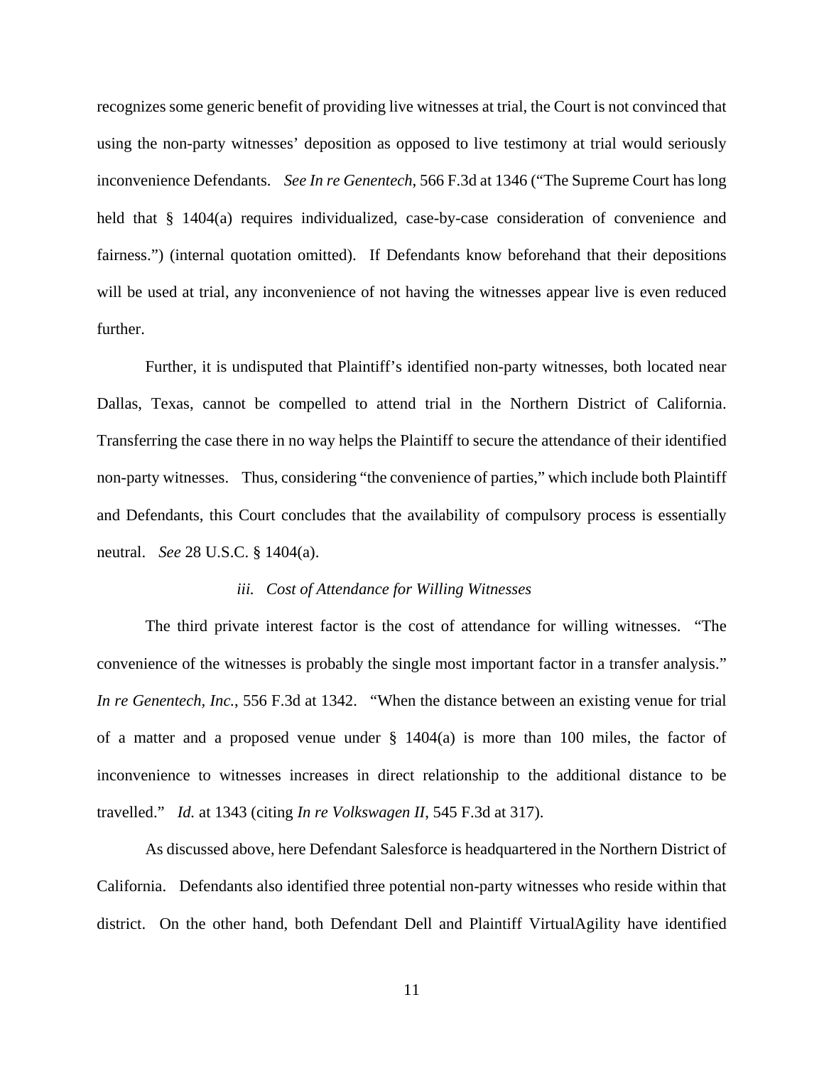recognizes some generic benefit of providing live witnesses at trial, the Court is not convinced that using the non-party witnesses' deposition as opposed to live testimony at trial would seriously inconvenience Defendants. *See In re Genentech*, 566 F.3d at 1346 ("The Supreme Court has long held that § 1404(a) requires individualized, case-by-case consideration of convenience and fairness.") (internal quotation omitted). If Defendants know beforehand that their depositions will be used at trial, any inconvenience of not having the witnesses appear live is even reduced further.

Further, it is undisputed that Plaintiff's identified non-party witnesses, both located near Dallas, Texas, cannot be compelled to attend trial in the Northern District of California. Transferring the case there in no way helps the Plaintiff to secure the attendance of their identified non-party witnesses. Thus, considering "the convenience of parties," which include both Plaintiff and Defendants, this Court concludes that the availability of compulsory process is essentially neutral. *See* 28 U.S.C. § 1404(a).

*iii. Cost of Attendance for Willing Witnesses*

The third private interest factor is the cost of attendance for willing witnesses. "The convenience of the witnesses is probably the single most important factor in a transfer analysis." *In re Genentech, Inc.*, 556 F.3d at 1342. "When the distance between an existing venue for trial of a matter and a proposed venue under § 1404(a) is more than 100 miles, the factor of inconvenience to witnesses increases in direct relationship to the additional distance to be travelled." *Id.* at 1343 (citing *In re Volkswagen II*, 545 F.3d at 317).

As discussed above, here Defendant Salesforce is headquartered in the Northern District of California. Defendants also identified three potential non-party witnesses who reside within that district. On the other hand, both Defendant Dell and Plaintiff VirtualAgility have identified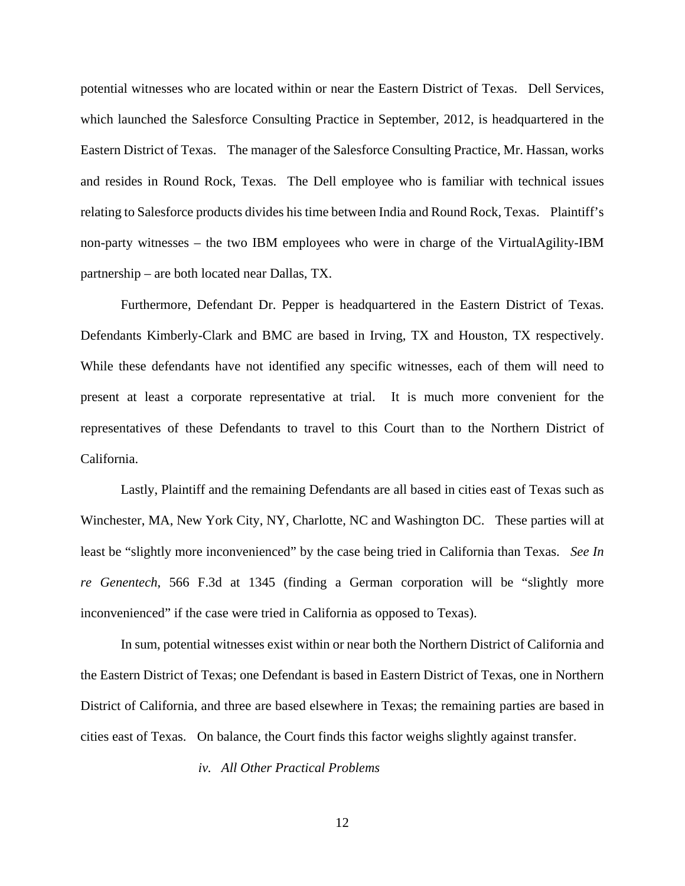potential witnesses who are located within or near the Eastern District of Texas. Dell Services, which launched the Salesforce Consulting Practice in September, 2012, is headquartered in the Eastern District of Texas. The manager of the Salesforce Consulting Practice, Mr. Hassan, works and resides in Round Rock, Texas. The Dell employee who is familiar with technical issues relating to Salesforce products divides his time between India and Round Rock, Texas. Plaintiff's non-party witnesses – the two IBM employees who were in charge of the VirtualAgility-IBM partnership – are both located near Dallas, TX.

Furthermore, Defendant Dr. Pepper is headquartered in the Eastern District of Texas. Defendants Kimberly-Clark and BMC are based in Irving, TX and Houston, TX respectively. While these defendants have not identified any specific witnesses, each of them will need to present at least a corporate representative at trial. It is much more convenient for the representatives of these Defendants to travel to this Court than to the Northern District of California.

Lastly, Plaintiff and the remaining Defendants are all based in cities east of Texas such as Winchester, MA, New York City, NY, Charlotte, NC and Washington DC. These parties will at least be "slightly more inconvenienced" by the case being tried in California than Texas. *See In re Genentech*, 566 F.3d at 1345 (finding a German corporation will be "slightly more inconvenienced" if the case were tried in California as opposed to Texas).

In sum, potential witnesses exist within or near both the Northern District of California and the Eastern District of Texas; one Defendant is based in Eastern District of Texas, one in Northern District of California, and three are based elsewhere in Texas; the remaining parties are based in cities east of Texas. On balance, the Court finds this factor weighs slightly against transfer.

*iv. All Other Practical Problems*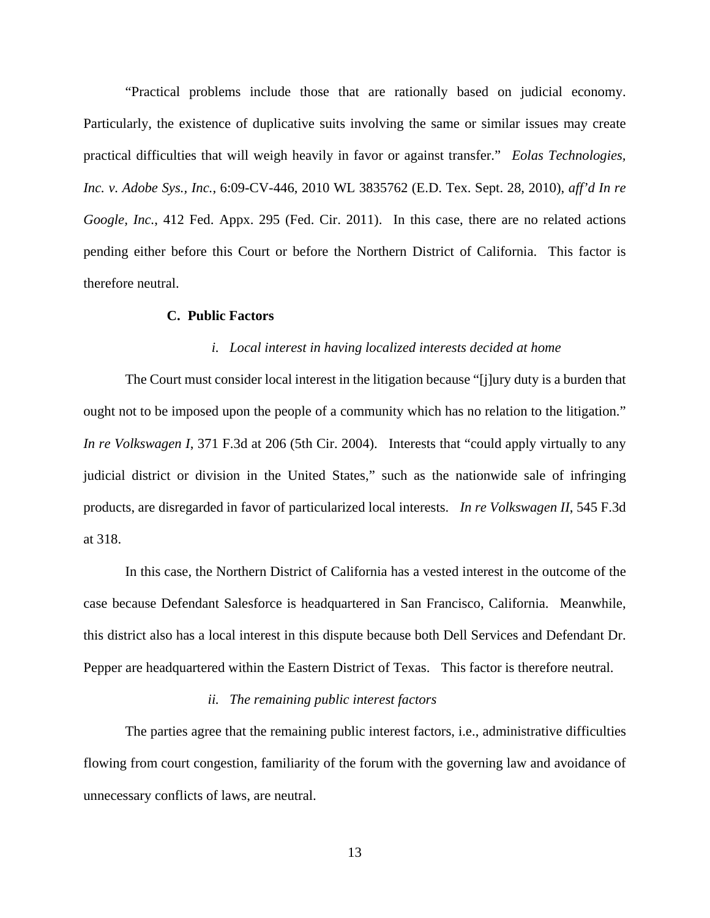"Practical problems include those that are rationally based on judicial economy. Particularly, the existence of duplicative suits involving the same or similar issues may create practical difficulties that will weigh heavily in favor or against transfer." *Eolas Technologies, Inc. v. Adobe Sys., Inc.*, 6:09-CV-446, 2010 WL 3835762 (E.D. Tex. Sept. 28, 2010), *aff'd In re Google, Inc.*, 412 Fed. Appx. 295 (Fed. Cir. 2011). In this case, there are no related actions pending either before this Court or before the Northern District of California. This factor is therefore neutral.

### C. Public Factors

#### *i. Local interest in having localized interests decided at home*

The Court must consider local interest in the litigation because "[j]ury duty is a burden that ought not to be imposed upon the people of a community which has no relation to the litigation." *In re Volkswagen I*, 371 F.3d at 206 (5th Cir. 2004). Interests that "could apply virtually to any judicial district or division in the United States," such as the nationwide sale of infringing products, are disregarded in favor of particularized local interests. *In re Volkswagen II*, 545 F.3d at 318.

In this case, the Northern District of California has a vested interest in the outcome of the case because Defendant Salesforce is headquartered in San Francisco, California. Meanwhile, this district also has a local interest in this dispute because both Dell Services and Defendant Dr. Pepper are headquartered within the Eastern District of Texas. This factor is therefore neutral.

#### *ii. The remaining public interest factors*

The parties agree that the remaining public interest factors, i.e., administrative difficulties flowing from court congestion, familiarity of the forum with the governing law and avoidance of unnecessary conflicts of laws, are neutral.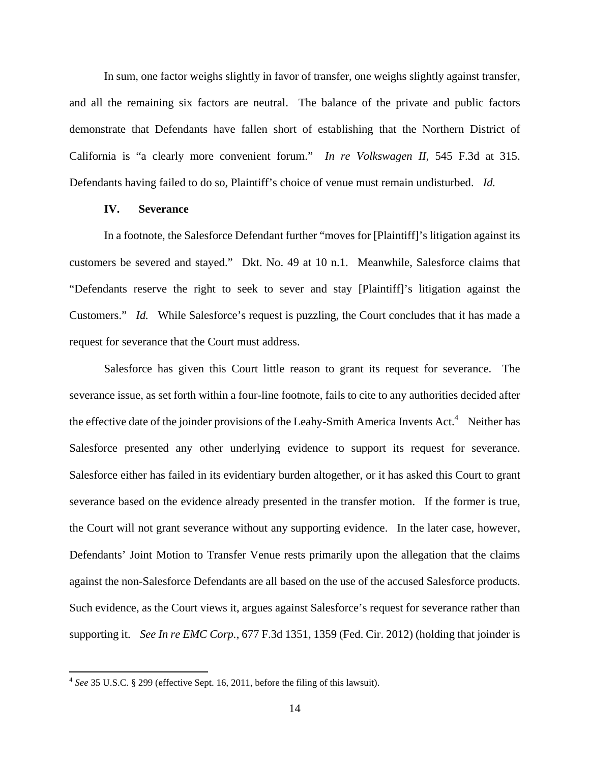In sum, one factor weighs slightly in favor of transfer, one weighs slightly against transfer, and all the remaining six factors are neutral. The balance of the private and public factors demonstrate that Defendants have fallen short of establishing that the Northern District of California is "a clearly more convenient forum." *In re Volkswagen II*, 545 F.3d at 315. Defendants having failed to do so, Plaintiff's choice of venue must remain undisturbed. *Id.*

## IV. Severance

In a footnote, the Salesforce Defendant further "moves for [Plaintiff]'s litigation against its customers be severed and stayed." Dkt. No. 49 at 10 n.1. Meanwhile, Salesforce claims that "Defendants reserve the right to seek to sever and stay [Plaintiff]'s litigation against the Customers." *Id.* While Salesforce's request is puzzling, the Court concludes that it has made a request for severance that the Court must address.

Salesforce has given this Court little reason to grant its request for severance. The severance issue, as set forth within a four-line footnote, fails to cite to any authorities decided after the effective date of the joinder provisions of the Leahy-Smith America Invents Act.[4] Neither has Salesforce presented any other underlying evidence to support its request for severance. Salesforce either has failed in its evidentiary burden altogether, or it has asked this Court to grant severance based on the evidence already presented in the transfer motion. If the former is true, the Court will not grant severance without any supporting evidence. In the later case, however, Defendants' Joint Motion to Transfer Venue rests primarily upon the allegation that the claims against the non-Salesforce Defendants are all based on the use of the accused Salesforce products. Such evidence, as the Court views it, argues against Salesforce's request for severance rather than supporting it. *See In re EMC Corp.*, 677 F.3d 1351, 1359 (Fed. Cir. 2012) (holding that joinder is

---

[4] *See* 35 U.S.C. § 299 (effective Sept. 16, 2011, before the filing of this lawsuit).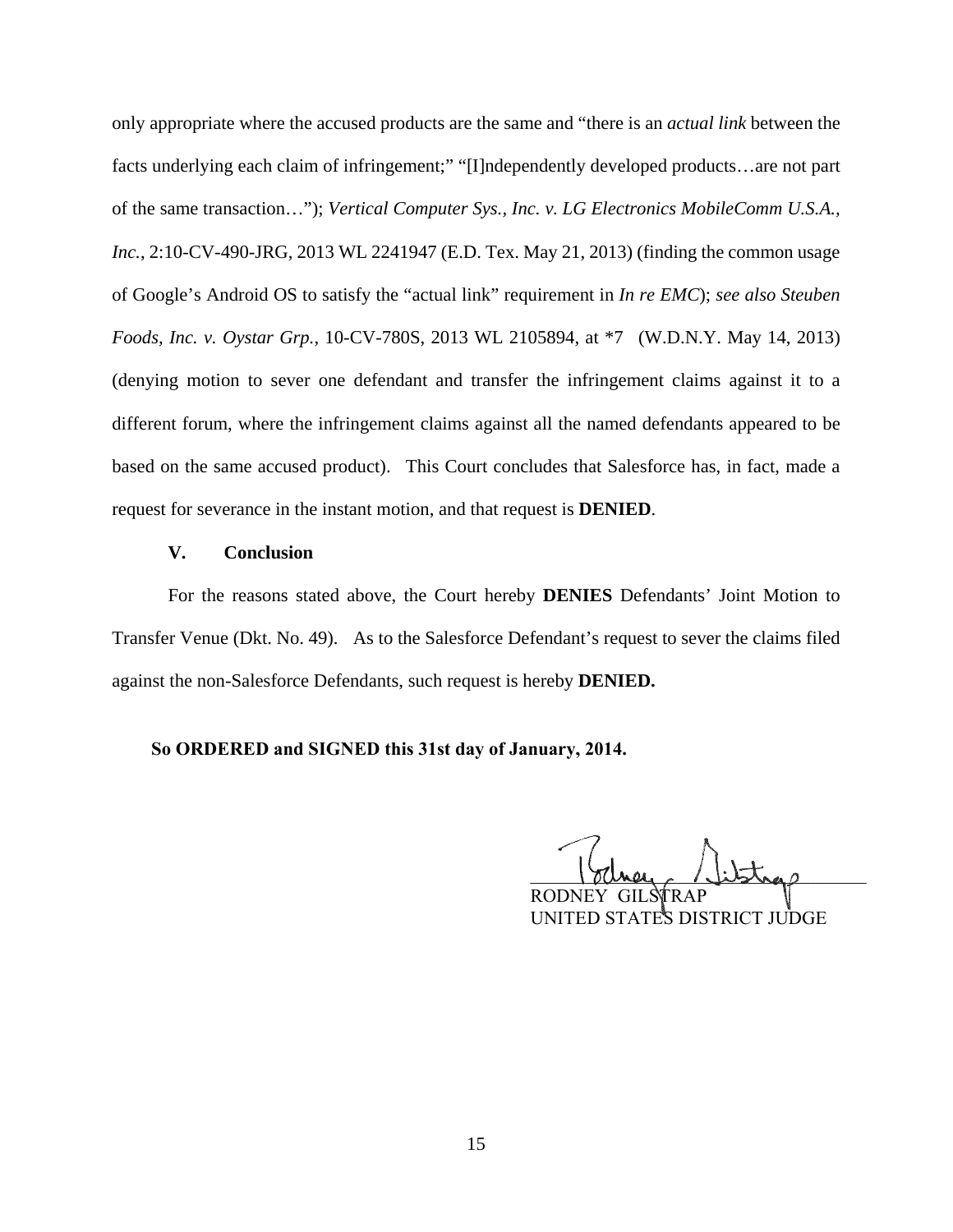only appropriate where the accused products are the same and "there is an *actual link* between the facts underlying each claim of infringement;" "[I]ndependently developed products…are not part of the same transaction…"); *Vertical Computer Sys., Inc. v. LG Electronics MobileComm U.S.A., Inc.*, 2:10-CV-490-JRG, 2013 WL 2241947 (E.D. Tex. May 21, 2013) (finding the common usage of Google's Android OS to satisfy the "actual link" requirement in *In re EMC*); *see also Steuben Foods, Inc. v. Oystar Grp.*, 10-CV-780S, 2013 WL 2105894, at *7 (W.D.N.Y. May 14, 2013) (denying motion to sever one defendant and transfer the infringement claims against it to a different forum, where the infringement claims against all the named defendants appeared to be based on the same accused product). This Court concludes that Salesforce has, in fact, made a request for severance in the instant motion, and that request is **DENIED**.

## V. Conclusion

For the reasons stated above, the Court hereby **DENIES** Defendants' Joint Motion to Transfer Venue (Dkt. No. 49). As to the Salesforce Defendant's request to sever the claims filed against the non-Salesforce Defendants, such request is hereby **DENIED.**

**So ORDERED and SIGNED this 31st day of January, 2014.**

RODNEY GILSTRAP
UNITED STATES DISTRICT JUDGE